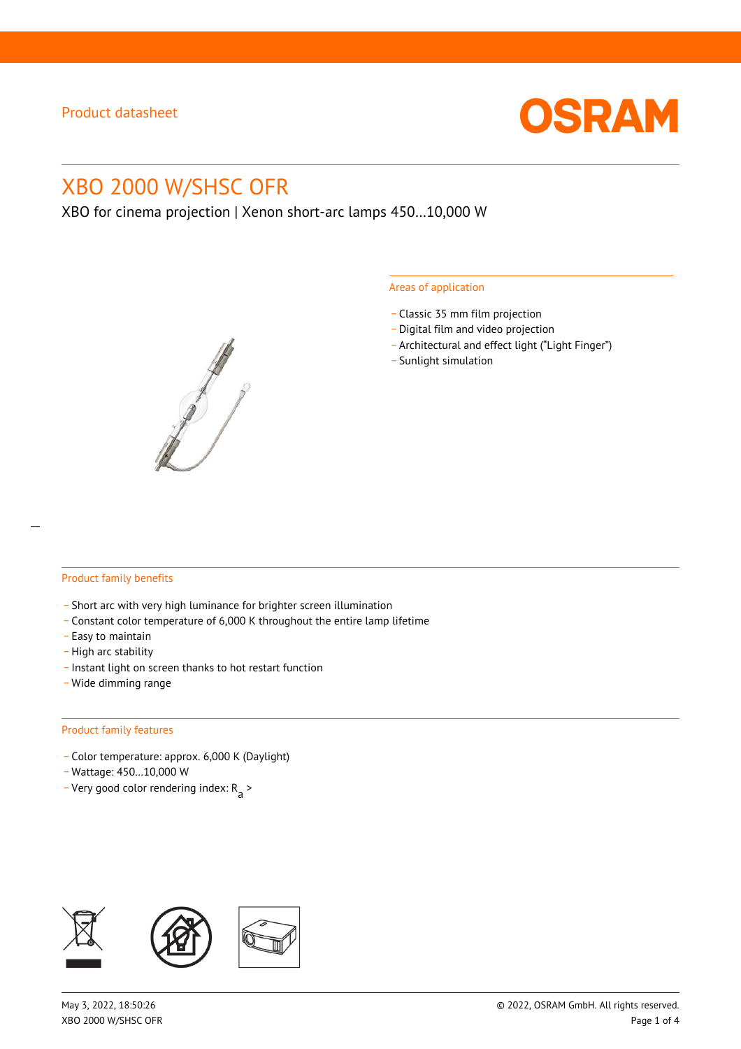Product datasheet

# XBO 2000 W/SHSC OFR

XBO for cinema projection | Xenon short-arc lamps 450…10,000 W

## Areas of application

- Classic 35 mm film projection
- Digital film and video projection
- Architectural and effect light ("Light Finger")
- Sunlight simulation

## Product family benefits

- Short arc with very high luminance for brighter screen illumination
- Constant color temperature of 6,000 K throughout the entire lamp lifetime
- Easy to maintain
- High arc stability
- Instant light on screen thanks to hot restart function
- Wide dimming range

## Product family features

- Color temperature: approx. 6,000 K (Daylight)
- Wattage: 450…10,000 W
- Very good color rendering index: $R_a$ >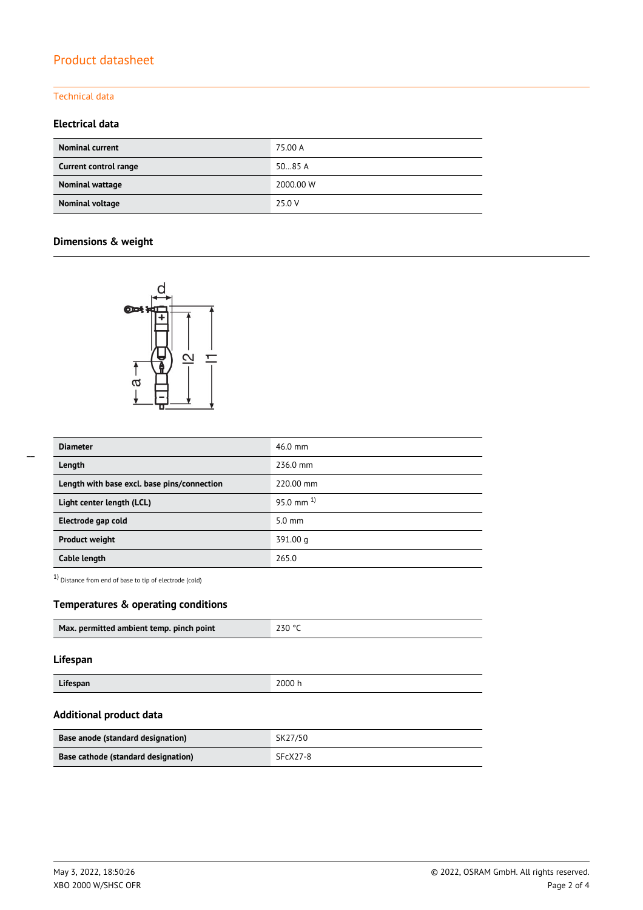Product datasheet

Technical data

### Electrical data

| | |
|---|---|
| **Nominal current** | 75.00 A |
| **Current control range** | 50…85 A |
| **Nominal wattage** | 2000.00 W |
| **Nominal voltage** | 25.0 V |

### Dimensions & weight

| | |
|---|---|
| **Diameter** | 46.0 mm |
| **Length** | 236.0 mm |
| **Length with base excl. base pins/connection** | 220.00 mm |
| **Light center length (LCL)** | 95.0 mm [1] |
| **Electrode gap cold** | 5.0 mm |
| **Product weight** | 391.00 g |
| **Cable length** | 265.0 |

[1] Distance from end of base to tip of electrode (cold)

### Temperatures & operating conditions

| | |
|---|---|
| **Max. permitted ambient temp. pinch point** | 230 °C |

### Lifespan

| | |
|---|---|
| **Lifespan** | 2000 h |

### Additional product data

| | |
|---|---|
| **Base anode (standard designation)** | SK27/50 |
| **Base cathode (standard designation)** | SFcX27-8 |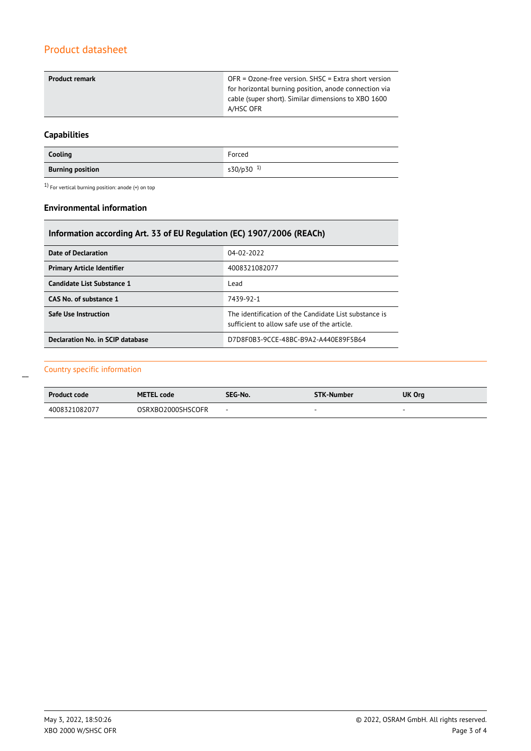| Product remark | OFR = Ozone-free version. SHSC = Extra short version for horizontal burning position, anode connection via cable (super short). Similar dimensions to XBO 1600 A/HSC OFR |
| --- | --- |

### Capabilities

| Cooling | Forced |
| --- | --- |
| Burning position | s30/p30 [1] |

[1] For vertical burning position: anode (+) on top

### Environmental information

| Information according Art. 33 of EU Regulation (EC) 1907/2006 (REACh) | |
| --- | --- |
| Date of Declaration | 04-02-2022 |
| Primary Article Identifier | 4008321082077 |
| Candidate List Substance 1 | Lead |
| CAS No. of substance 1 | 7439-92-1 |
| Safe Use Instruction | The identification of the Candidate List substance is sufficient to allow safe use of the article. |
| Declaration No. in SCIP database | D7D8F0B3-9CCE-48BC-B9A2-A440E89F5B64 |

## Country specific information

| Product code | METEL code | SEG-No. | STK-Number | UK Org |
| --- | --- | --- | --- | --- |
| 4008321082077 | OSRXBO2000SHSCOFR | - | - | - |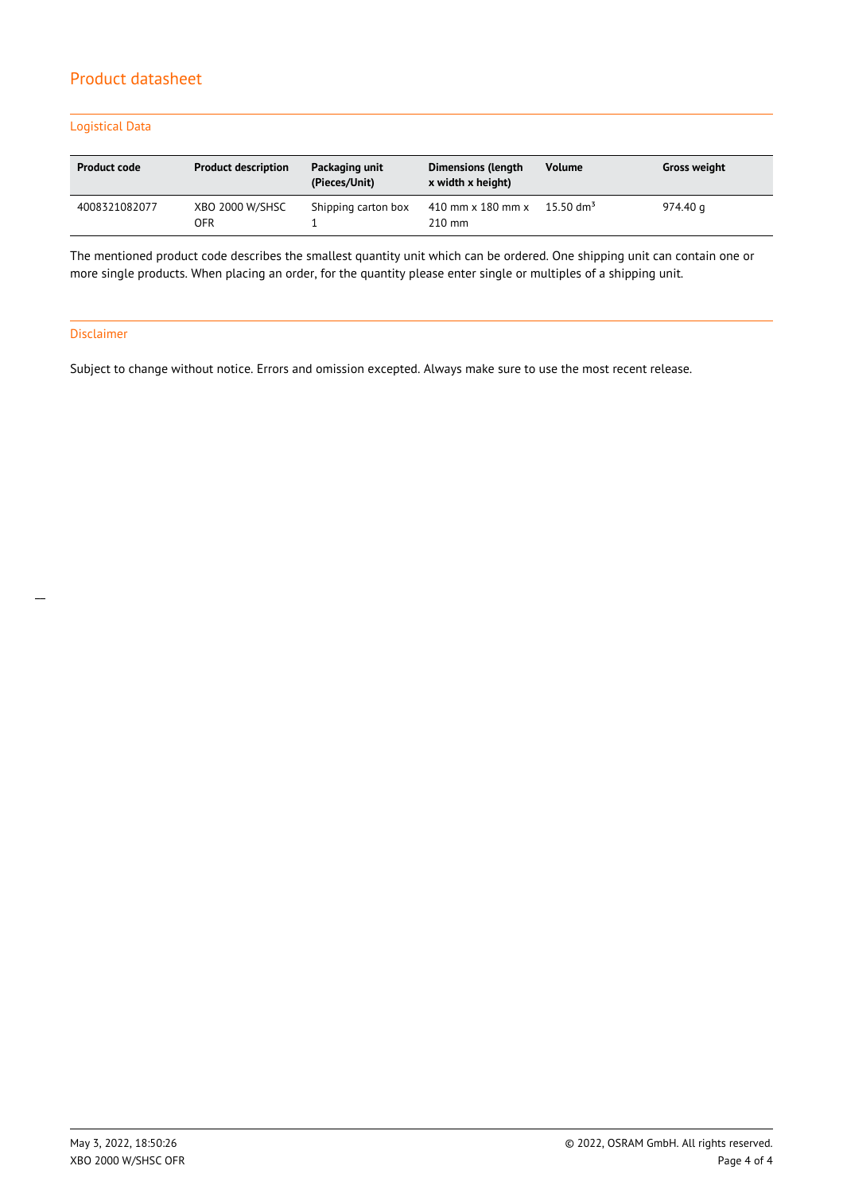# Product datasheet

## Logistical Data

| Product code | Product description | Packaging unit (Pieces/Unit) | Dimensions (length x width x height) | Volume | Gross weight |
|---|---|---|---|---|---|
| 4008321082077 | XBO 2000 W/SHSC OFR | Shipping carton box 1 | 410 mm x 180 mm x 210 mm | 15.50 $dm^3$ | 974.40 g |

The mentioned product code describes the smallest quantity unit which can be ordered. One shipping unit can contain one or more single products. When placing an order, for the quantity please enter single or multiples of a shipping unit.

## Disclaimer

Subject to change without notice. Errors and omission excepted. Always make sure to use the most recent release.